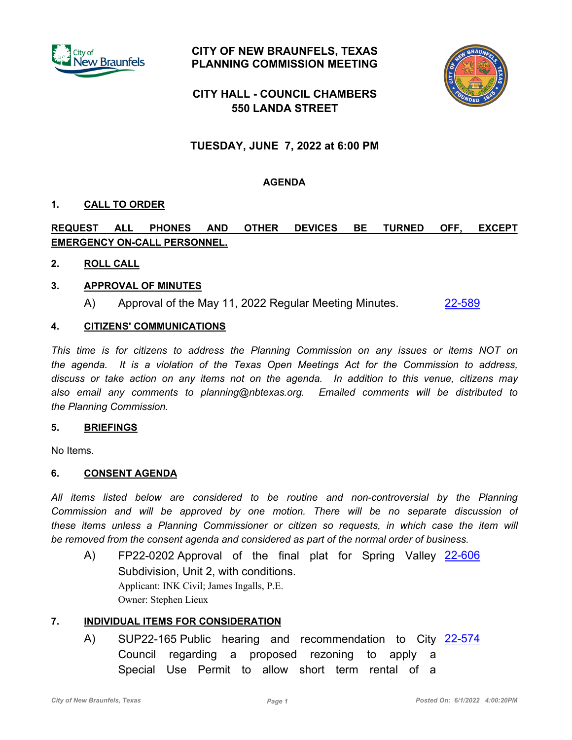# CITY OF NEW BRAUNFELS, TEXAS
# PLANNING COMMISSION MEETING

## CITY HALL - COUNCIL CHAMBERS
## 550 LANDA STREET

## TUESDAY, JUNE 7, 2022 at 6:00 PM

### AGENDA

**1. CALL TO ORDER**

**REQUEST ALL PHONES AND OTHER DEVICES BE TURNED OFF, EXCEPT EMERGENCY ON-CALL PERSONNEL.**

**2. ROLL CALL**

**3. APPROVAL OF MINUTES**

A) Approval of the May 11, 2022 Regular Meeting Minutes. 22-589

**4. CITIZENS' COMMUNICATIONS**

*This time is for citizens to address the Planning Commission on any issues or items NOT on the agenda. It is a violation of the Texas Open Meetings Act for the Commission to address, discuss or take action on any items not on the agenda. In addition to this venue, citizens may also email any comments to planning@nbtexas.org. Emailed comments will be distributed to the Planning Commission.*

**5. BRIEFINGS**

No Items.

**6. CONSENT AGENDA**

*All items listed below are considered to be routine and non-controversial by the Planning Commission and will be approved by one motion. There will be no separate discussion of these items unless a Planning Commissioner or citizen so requests, in which case the item will be removed from the consent agenda and considered as part of the normal order of business.*

A) FP22-0202 Approval of the final plat for Spring Valley Subdivision, Unit 2, with conditions. 22-606
Applicant: INK Civil; James Ingalls, P.E.
Owner: Stephen Lieux

**7. INDIVIDUAL ITEMS FOR CONSIDERATION**

A) SUP22-165 Public hearing and recommendation to City Council regarding a proposed rezoning to apply a Special Use Permit to allow short term rental of a 22-574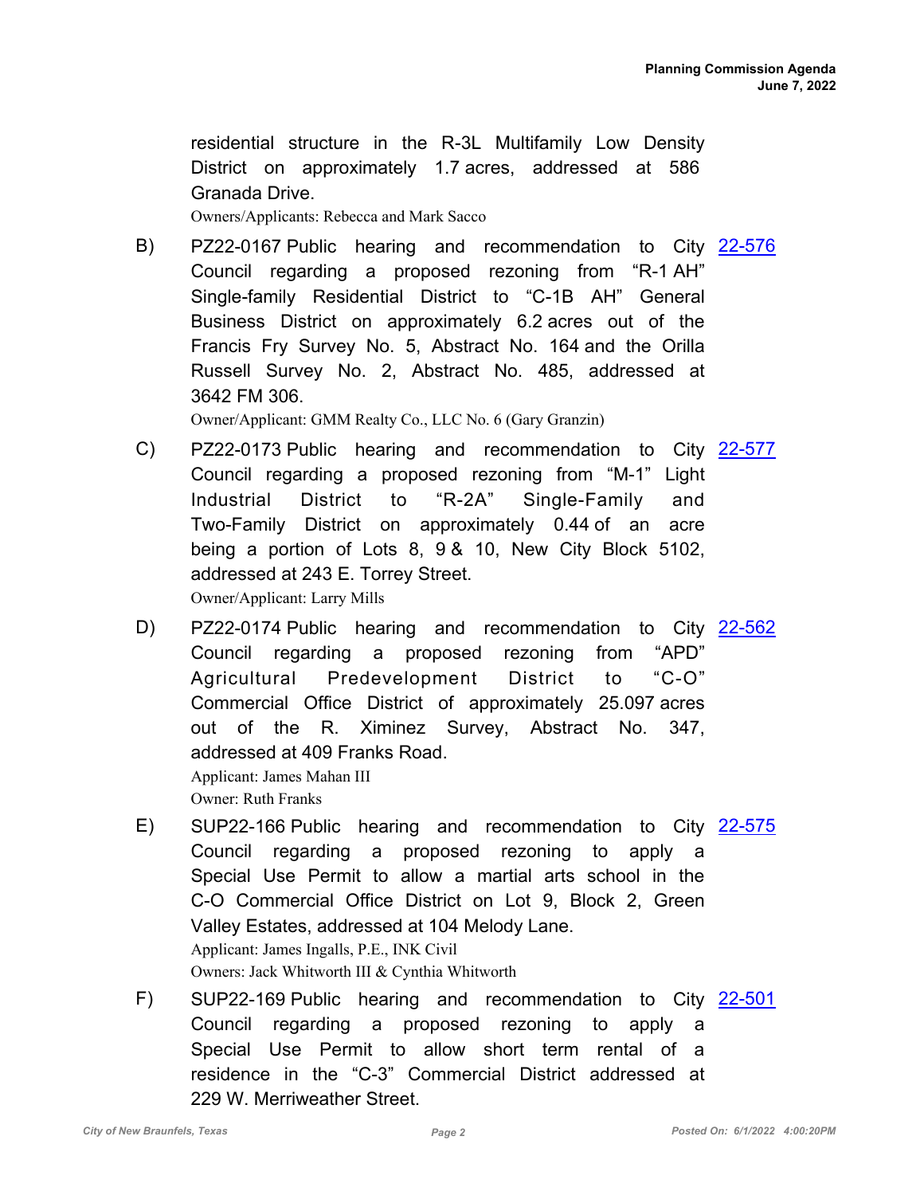residential structure in the R-3L Multifamily Low Density District on approximately 1.7 acres, addressed at 586 Granada Drive.

Owners/Applicants: Rebecca and Mark Sacco

B) PZ22-0167 Public hearing and recommendation to City Council regarding a proposed rezoning from "R-1 AH" Single-family Residential District to "C-1B AH" General Business District on approximately 6.2 acres out of the Francis Fry Survey No. 5, Abstract No. 164 and the Orilla Russell Survey No. 2, Abstract No. 485, addressed at 3642 FM 306. 22-576

Owner/Applicant: GMM Realty Co., LLC No. 6 (Gary Granzin)

C) PZ22-0173 Public hearing and recommendation to City Council regarding a proposed rezoning from "M-1" Light Industrial District to "R-2A" Single-Family and Two-Family District on approximately 0.44 of an acre being a portion of Lots 8, 9 & 10, New City Block 5102, addressed at 243 E. Torrey Street. 22-577

Owner/Applicant: Larry Mills

D) PZ22-0174 Public hearing and recommendation to City Council regarding a proposed rezoning from "APD" Agricultural Predevelopment District to "C-O" Commercial Office District of approximately 25.097 acres out of the R. Ximinez Survey, Abstract No. 347, addressed at 409 Franks Road. 22-562

Applicant: James Mahan III
Owner: Ruth Franks

E) SUP22-166 Public hearing and recommendation to City Council regarding a proposed rezoning to apply a Special Use Permit to allow a martial arts school in the C-O Commercial Office District on Lot 9, Block 2, Green Valley Estates, addressed at 104 Melody Lane. 22-575

Applicant: James Ingalls, P.E., INK Civil
Owners: Jack Whitworth III & Cynthia Whitworth

F) SUP22-169 Public hearing and recommendation to City Council regarding a proposed rezoning to apply a Special Use Permit to allow short term rental of a residence in the "C-3" Commercial District addressed at 229 W. Merriweather Street. 22-501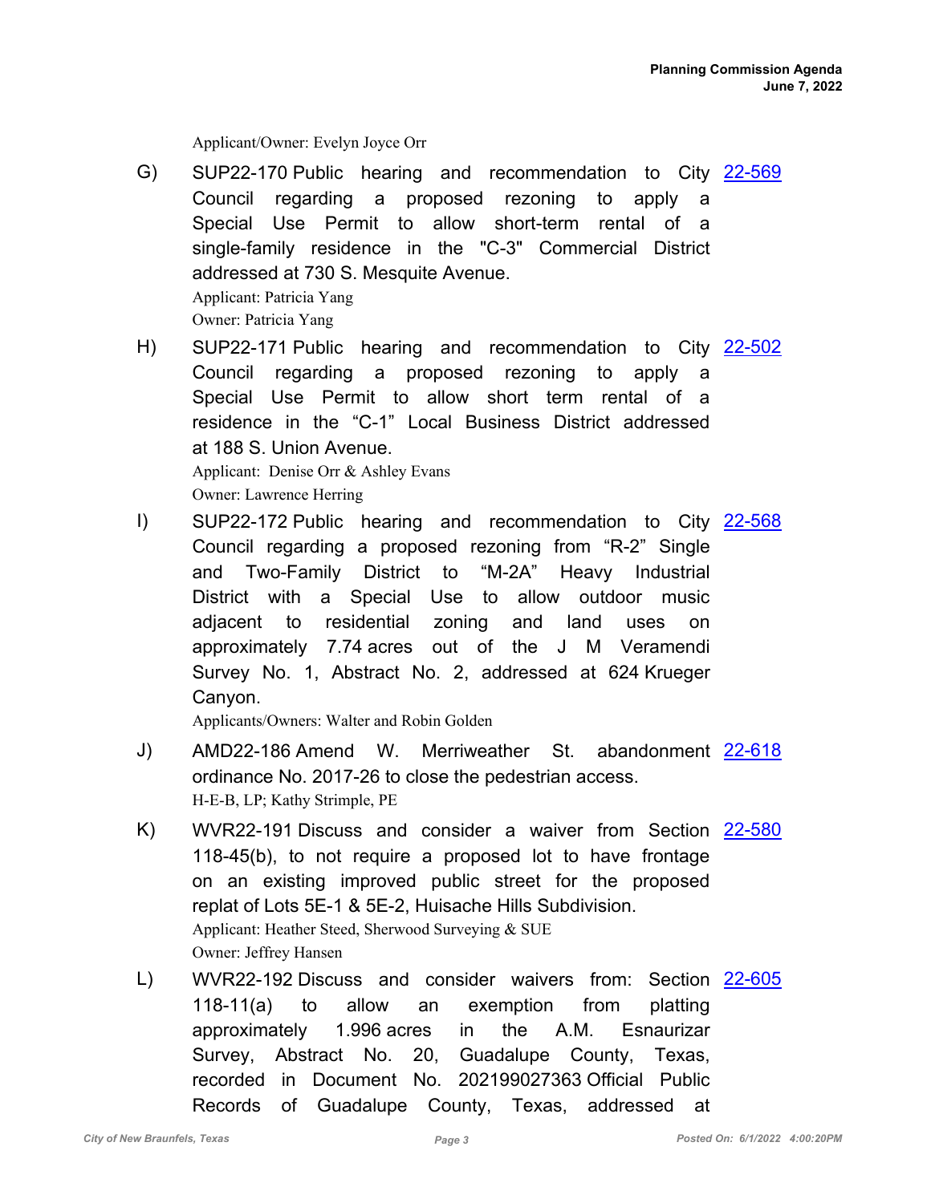Applicant/Owner: Evelyn Joyce Orr

G) SUP22-170 Public hearing and recommendation to City Council regarding a proposed rezoning to apply a Special Use Permit to allow short-term rental of a single-family residence in the "C-3" Commercial District addressed at 730 S. Mesquite Avenue. [22-569]

Applicant: Patricia Yang
Owner: Patricia Yang

H) SUP22-171 Public hearing and recommendation to City Council regarding a proposed rezoning to apply a Special Use Permit to allow short term rental of a residence in the "C-1" Local Business District addressed at 188 S. Union Avenue. [22-502]

Applicant: Denise Orr & Ashley Evans
Owner: Lawrence Herring

I) SUP22-172 Public hearing and recommendation to City Council regarding a proposed rezoning from "R-2" Single and Two-Family District to "M-2A" Heavy Industrial District with a Special Use to allow outdoor music adjacent to residential zoning and land uses on approximately 7.74 acres out of the J M Veramendi Survey No. 1, Abstract No. 2, addressed at 624 Krueger Canyon. [22-568]

Applicants/Owners: Walter and Robin Golden

J) AMD22-186 Amend W. Merriweather St. abandonment ordinance No. 2017-26 to close the pedestrian access. [22-618]

H-E-B, LP; Kathy Strimple, PE

K) WVR22-191 Discuss and consider a waiver from Section 118-45(b), to not require a proposed lot to have frontage on an existing improved public street for the proposed replat of Lots 5E-1 & 5E-2, Huisache Hills Subdivision. [22-580]

Applicant: Heather Steed, Sherwood Surveying & SUE
Owner: Jeffrey Hansen

L) WVR22-192 Discuss and consider waivers from: Section 118-11(a) to allow an exemption from platting approximately 1.996 acres in the A.M. Esnaurizar Survey, Abstract No. 20, Guadalupe County, Texas, recorded in Document No. 202199027363 Official Public Records of Guadalupe County, Texas, addressed at [22-605]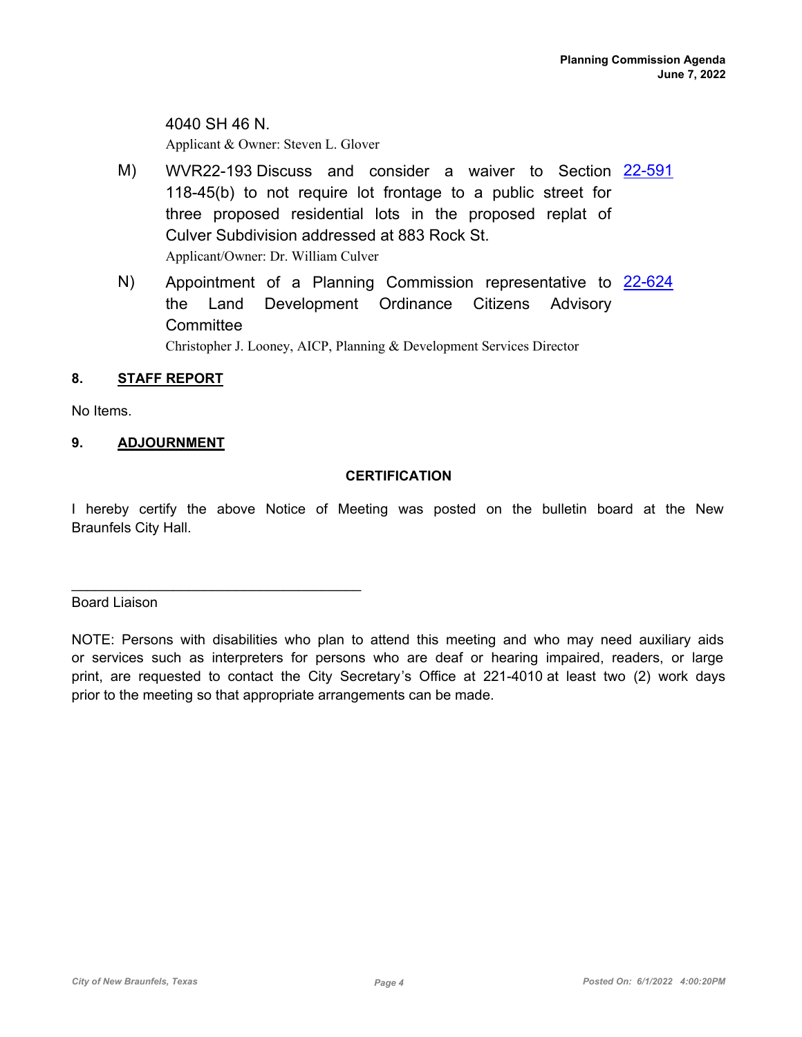4040 SH 46 N.

Applicant & Owner: Steven L. Glover

M) WVR22-193 Discuss and consider a waiver to Section 118-45(b) to not require lot frontage to a public street for three proposed residential lots in the proposed replat of Culver Subdivision addressed at 883 Rock St. [22-591](22-591)

Applicant/Owner: Dr. William Culver

N) Appointment of a Planning Commission representative to the Land Development Ordinance Citizens Advisory Committee [22-624](22-624)

Christopher J. Looney, AICP, Planning & Development Services Director

## 8. STAFF REPORT

No Items.

## 9. ADJOURNMENT

**CERTIFICATION**

I hereby certify the above Notice of Meeting was posted on the bulletin board at the New Braunfels City Hall.

\_\_\_\_\_\_\_\_\_\_\_\_\_\_\_\_\_\_\_\_\_\_\_\_\_\_\_\_\_\_\_\_\_\_\_\_\_\_

Board Liaison

NOTE: Persons with disabilities who plan to attend this meeting and who may need auxiliary aids or services such as interpreters for persons who are deaf or hearing impaired, readers, or large print, are requested to contact the City Secretary's Office at 221-4010 at least two (2) work days prior to the meeting so that appropriate arrangements can be made.